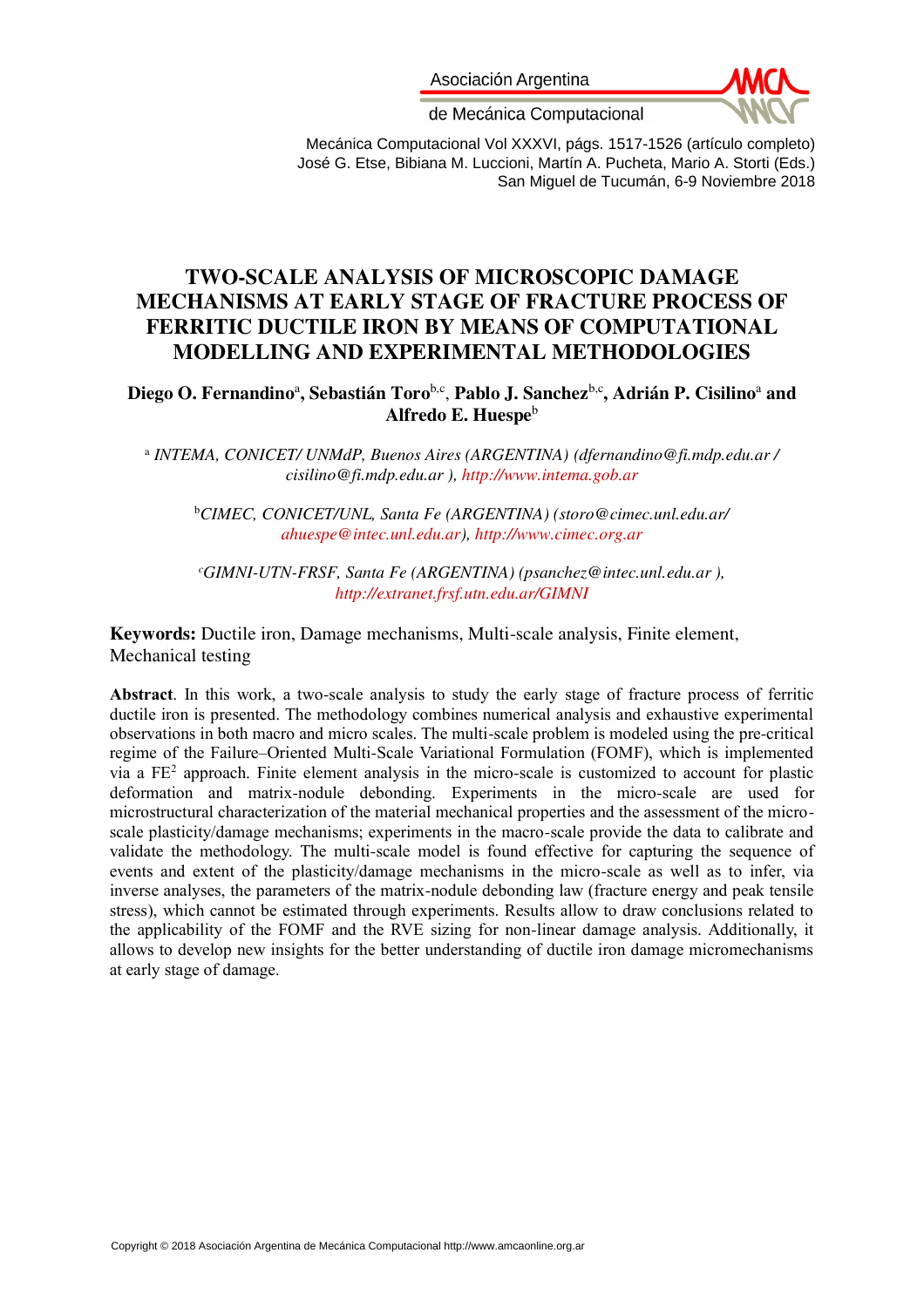Asociación Argentina de Mecánica Computacional

Mecánica Computacional Vol XXXVI, págs. 1517-1526 (artículo completo)
José G. Etse, Bibiana M. Luccioni, Martín A. Pucheta, Mario A. Storti (Eds.)
San Miguel de Tucumán, 6-9 Noviembre 2018

# TWO-SCALE ANALYSIS OF MICROSCOPIC DAMAGE MECHANISMS AT EARLY STAGE OF FRACTURE PROCESS OF FERRITIC DUCTILE IRON BY MEANS OF COMPUTATIONAL MODELLING AND EXPERIMENTAL METHODOLOGIES

**Diego O. Fernandino[a], Sebastián Toro[b,c], Pablo J. Sanchez[b,c], Adrián P. Cisilino[a] and Alfredo E. Huespe[b]**

[a] *INTEMA, CONICET/ UNMdP, Buenos Aires (ARGENTINA) (dfernandino@fi.mdp.edu.ar / cisilino@fi.mdp.edu.ar ), http://www.intema.gob.ar*

[b] *CIMEC, CONICET/UNL, Santa Fe (ARGENTINA) (storo@cimec.unl.edu.ar/ ahuespe@intec.unl.edu.ar), http://www.cimec.org.ar*

[c] *GIMNI-UTN-FRSF, Santa Fe (ARGENTINA) (psanchez@intec.unl.edu.ar ), http://extranet.frsf.utn.edu.ar/GIMNI*

**Keywords:** Ductile iron, Damage mechanisms, Multi-scale analysis, Finite element, Mechanical testing

**Abstract**. In this work, a two-scale analysis to study the early stage of fracture process of ferritic ductile iron is presented. The methodology combines numerical analysis and exhaustive experimental observations in both macro and micro scales. The multi-scale problem is modeled using the pre-critical regime of the Failure–Oriented Multi-Scale Variational Formulation (FOMF), which is implemented via a $FE^2$ approach. Finite element analysis in the micro-scale is customized to account for plastic deformation and matrix-nodule debonding. Experiments in the micro-scale are used for microstructural characterization of the material mechanical properties and the assessment of the micro-scale plasticity/damage mechanisms; experiments in the macro-scale provide the data to calibrate and validate the methodology. The multi-scale model is found effective for capturing the sequence of events and extent of the plasticity/damage mechanisms in the micro-scale as well as to infer, via inverse analyses, the parameters of the matrix-nodule debonding law (fracture energy and peak tensile stress), which cannot be estimated through experiments. Results allow to draw conclusions related to the applicability of the FOMF and the RVE sizing for non-linear damage analysis. Additionally, it allows to develop new insights for the better understanding of ductile iron damage micromechanisms at early stage of damage.

Copyright © 2018 Asociación Argentina de Mecánica Computacional http://www.amcaonline.org.ar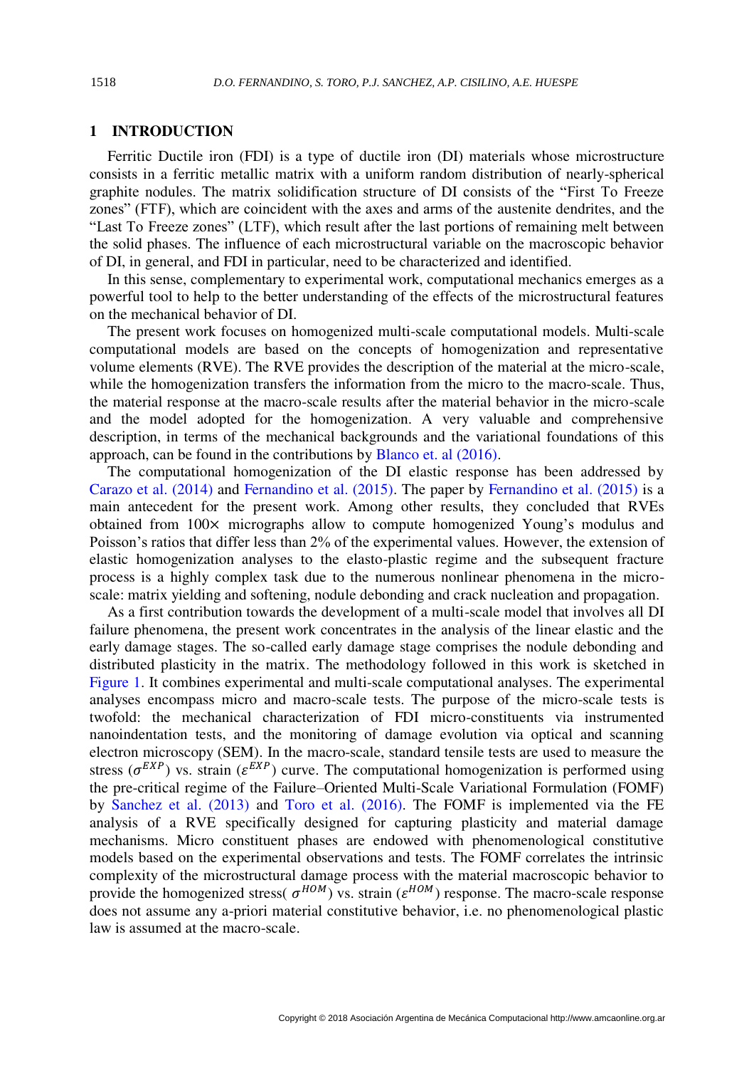# 1 INTRODUCTION

Ferritic Ductile iron (FDI) is a type of ductile iron (DI) materials whose microstructure consists in a ferritic metallic matrix with a uniform random distribution of nearly-spherical graphite nodules. The matrix solidification structure of DI consists of the "First To Freeze zones" (FTF), which are coincident with the axes and arms of the austenite dendrites, and the "Last To Freeze zones" (LTF), which result after the last portions of remaining melt between the solid phases. The influence of each microstructural variable on the macroscopic behavior of DI, in general, and FDI in particular, need to be characterized and identified.

In this sense, complementary to experimental work, computational mechanics emerges as a powerful tool to help to the better understanding of the effects of the microstructural features on the mechanical behavior of DI.

The present work focuses on homogenized multi-scale computational models. Multi-scale computational models are based on the concepts of homogenization and representative volume elements (RVE). The RVE provides the description of the material at the micro-scale, while the homogenization transfers the information from the micro to the macro-scale. Thus, the material response at the macro-scale results after the material behavior in the micro-scale and the model adopted for the homogenization. A very valuable and comprehensive description, in terms of the mechanical backgrounds and the variational foundations of this approach, can be found in the contributions by Blanco et. al (2016).

The computational homogenization of the DI elastic response has been addressed by Carazo et al. (2014) and Fernandino et al. (2015). The paper by Fernandino et al. (2015) is a main antecedent for the present work. Among other results, they concluded that RVEs obtained from 100× micrographs allow to compute homogenized Young's modulus and Poisson's ratios that differ less than 2% of the experimental values. However, the extension of elastic homogenization analyses to the elasto-plastic regime and the subsequent fracture process is a highly complex task due to the numerous nonlinear phenomena in the micro-scale: matrix yielding and softening, nodule debonding and crack nucleation and propagation.

As a first contribution towards the development of a multi-scale model that involves all DI failure phenomena, the present work concentrates in the analysis of the linear elastic and the early damage stages. The so-called early damage stage comprises the nodule debonding and distributed plasticity in the matrix. The methodology followed in this work is sketched in Figure 1. It combines experimental and multi-scale computational analyses. The experimental analyses encompass micro and macro-scale tests. The purpose of the micro-scale tests is twofold: the mechanical characterization of FDI micro-constituents via instrumented nanoindentation tests, and the monitoring of damage evolution via optical and scanning electron microscopy (SEM). In the macro-scale, standard tensile tests are used to measure the stress ($\sigma^{EXP}$) vs. strain ($\varepsilon^{EXP}$) curve. The computational homogenization is performed using the pre-critical regime of the Failure–Oriented Multi-Scale Variational Formulation (FOMF) by Sanchez et al. (2013) and Toro et al. (2016). The FOMF is implemented via the FE analysis of a RVE specifically designed for capturing plasticity and material damage mechanisms. Micro constituent phases are endowed with phenomenological constitutive models based on the experimental observations and tests. The FOMF correlates the intrinsic complexity of the microstructural damage process with the material macroscopic behavior to provide the homogenized stress( $\sigma^{HOM}$) vs. strain ($\varepsilon^{HOM}$) response. The macro-scale response does not assume any a-priori material constitutive behavior, i.e. no phenomenological plastic law is assumed at the macro-scale.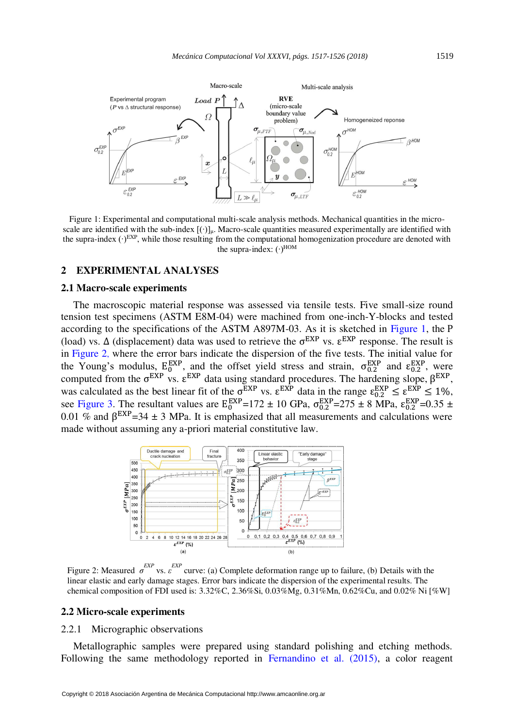Figure 1: Experimental and computational multi-scale analysis methods. Mechanical quantities in the micro-scale are identified with the sub-index $[(\cdot)]_\mu$. Macro-scale quantities measured experimentally are identified with the supra-index $(\cdot)^{EXP}$, while those resulting from the computational homogenization procedure are denoted with the supra-index: $(\cdot)^{HOM}$

## 2 EXPERIMENTAL ANALYSES

### 2.1 Macro-scale experiments

The macroscopic material response was assessed via tensile tests. Five small-size round tension test specimens (ASTM E8M-04) were machined from one-inch-Y-blocks and tested according to the specifications of the ASTM A897M-03. As it is sketched in Figure 1, the P (load) vs. Δ (displacement) data was used to retrieve the $\sigma^{EXP}$ vs. $\varepsilon^{EXP}$ response. The result is in Figure 2, where the error bars indicate the dispersion of the five tests. The initial value for the Young's modulus, $E_0^{EXP}$, and the offset yield stress and strain, $\sigma_{0.2}^{EXP}$ and $\varepsilon_{0.2}^{EXP}$, were computed from the $\sigma^{EXP}$ vs. $\varepsilon^{EXP}$ data using standard procedures. The hardening slope, $\beta^{EXP}$, was calculated as the best linear fit of the $\sigma^{EXP}$ vs. $\varepsilon^{EXP}$ data in the range $\varepsilon_{0.2}^{EXP} \leq \varepsilon^{EXP} \leq 1\%$, see Figure 3. The resultant values are $E_0^{EXP}$=172 ± 10 GPa, $\sigma_{0.2}^{EXP}$=275 ± 8 MPa, $\varepsilon_{0.2}^{EXP}$=0.35 ± 0.01 % and $\beta^{EXP}$=34 ± 3 MPa. It is emphasized that all measurements and calculations were made without assuming any a-priori material constitutive law.

Figure 2: Measured $\sigma^{EXP}$ vs. $\varepsilon^{EXP}$ curve: (a) Complete deformation range up to failure, (b) Details with the linear elastic and early damage stages. Error bars indicate the dispersion of the experimental results. The chemical composition of FDI used is: 3.32%C, 2.36%Si, 0.03%Mg, 0.31%Mn, 0.62%Cu, and 0.02% Ni [%W]

### 2.2 Micro-scale experiments

#### 2.2.1 Micrographic observations

Metallographic samples were prepared using standard polishing and etching methods. Following the same methodology reported in Fernandino et al. (2015), a color reagent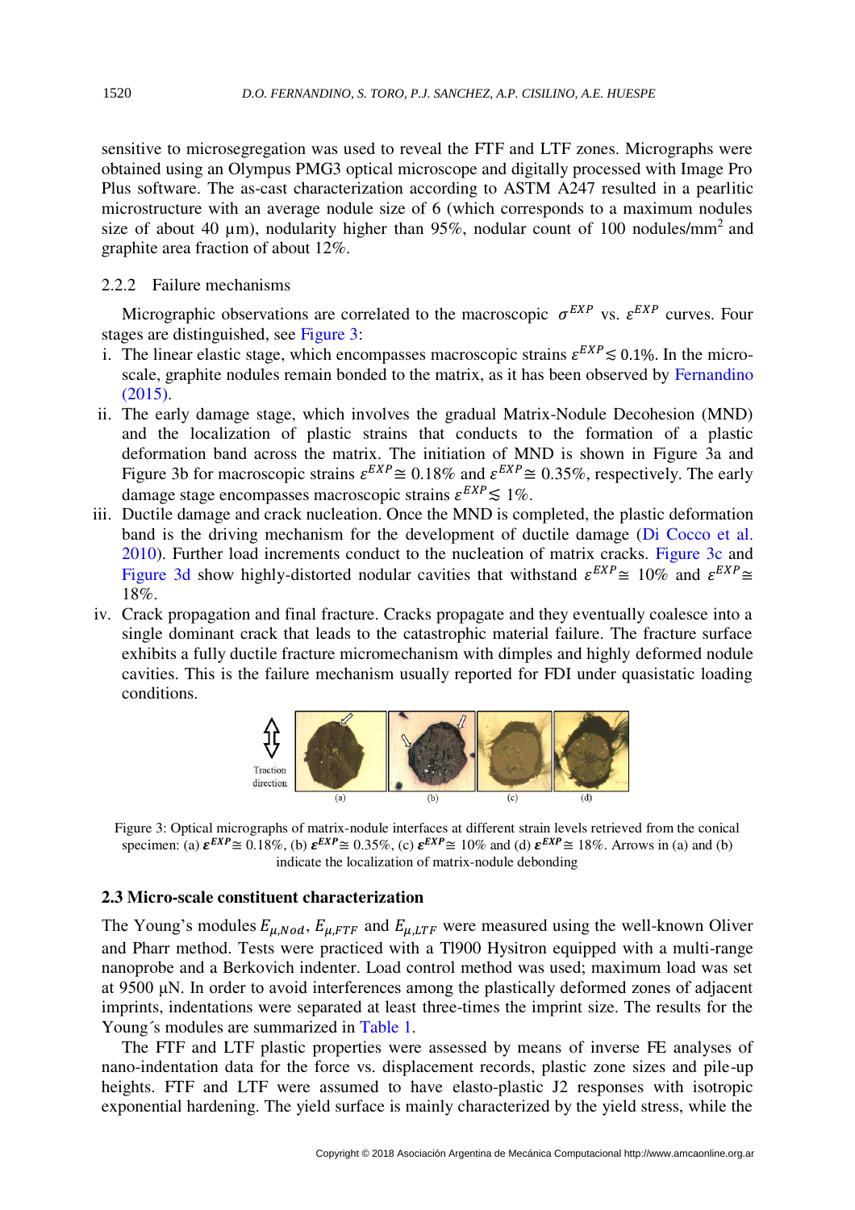sensitive to microsegregation was used to reveal the FTF and LTF zones. Micrographs were obtained using an Olympus PMG3 optical microscope and digitally processed with Image Pro Plus software. The as-cast characterization according to ASTM A247 resulted in a pearlitic microstructure with an average nodule size of 6 (which corresponds to a maximum nodules size of about 40 μm), nodularity higher than 95%, nodular count of 100 nodules/mm$^2$ and graphite area fraction of about 12%.

### 2.2.2 Failure mechanisms

Micrographic observations are correlated to the macroscopic $\sigma^{EXP}$ vs. $\varepsilon^{EXP}$ curves. Four stages are distinguished, see Figure 3:

i. The linear elastic stage, which encompasses macroscopic strains $\varepsilon^{EXP} \lesssim 0.1\%$. In the micro-scale, graphite nodules remain bonded to the matrix, as it has been observed by Fernandino (2015).

ii. The early damage stage, which involves the gradual Matrix-Nodule Decohesion (MND) and the localization of plastic strains that conducts to the formation of a plastic deformation band across the matrix. The initiation of MND is shown in Figure 3a and Figure 3b for macroscopic strains $\varepsilon^{EXP} \cong 0.18\%$ and $\varepsilon^{EXP} \cong 0.35\%$, respectively. The early damage stage encompasses macroscopic strains $\varepsilon^{EXP} \lesssim 1\%$.

iii. Ductile damage and crack nucleation. Once the MND is completed, the plastic deformation band is the driving mechanism for the development of ductile damage (Di Cocco et al. 2010). Further load increments conduct to the nucleation of matrix cracks. Figure 3c and Figure 3d show highly-distorted nodular cavities that withstand $\varepsilon^{EXP} \cong 10\%$ and $\varepsilon^{EXP} \cong 18\%$.

iv. Crack propagation and final fracture. Cracks propagate and they eventually coalesce into a single dominant crack that leads to the catastrophic material failure. The fracture surface exhibits a fully ductile fracture micromechanism with dimples and highly deformed nodule cavities. This is the failure mechanism usually reported for FDI under quasistatic loading conditions.

Figure 3: Optical micrographs of matrix-nodule interfaces at different strain levels retrieved from the conical specimen: (a) $\varepsilon^{EXP} \cong 0.18\%$, (b) $\varepsilon^{EXP} \cong 0.35\%$, (c) $\varepsilon^{EXP} \cong 10\%$ and (d) $\varepsilon^{EXP} \cong 18\%$. Arrows in (a) and (b) indicate the localization of matrix-nodule debonding

## 2.3 Micro-scale constituent characterization

The Young's modules $E_{\mu,Nod}$, $E_{\mu,FTF}$ and $E_{\mu,LTF}$ were measured using the well-known Oliver and Pharr method. Tests were practiced with a TI900 Hysitron equipped with a multi-range nanoprobe and a Berkovich indenter. Load control method was used; maximum load was set at 9500 μN. In order to avoid interferences among the plastically deformed zones of adjacent imprints, indentations were separated at least three-times the imprint size. The results for the Young´s modules are summarized in Table 1.

The FTF and LTF plastic properties were assessed by means of inverse FE analyses of nano-indentation data for the force vs. displacement records, plastic zone sizes and pile-up heights. FTF and LTF were assumed to have elasto-plastic J2 responses with isotropic exponential hardening. The yield surface is mainly characterized by the yield stress, while the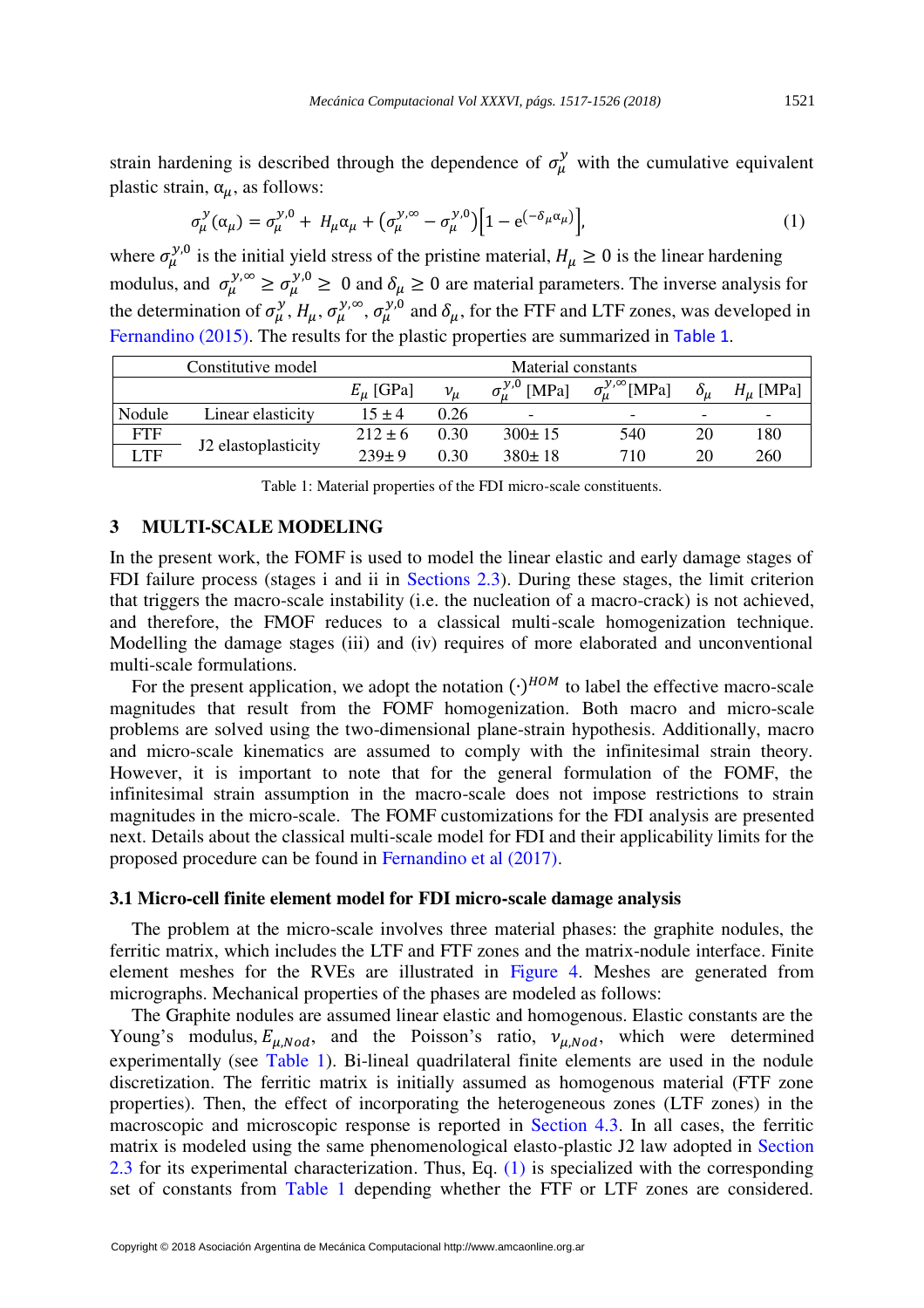strain hardening is described through the dependence of $\sigma_\mu^y$ with the cumulative equivalent plastic strain, $\alpha_\mu$, as follows:

$$\sigma_\mu^y(\alpha_\mu) = \sigma_\mu^{y,0} + H_\mu \alpha_\mu + \left(\sigma_\mu^{y,\infty} - \sigma_\mu^{y,0}\right)\left[1 - e^{(-\delta_\mu \alpha_\mu)}\right], \tag{1}$$

where $\sigma_\mu^{y,0}$ is the initial yield stress of the pristine material, $H_\mu \geq 0$ is the linear hardening modulus, and $\sigma_\mu^{y,\infty} \geq \sigma_\mu^{y,0} \geq 0$ and $\delta_\mu \geq 0$ are material parameters. The inverse analysis for the determination of $\sigma_\mu^y$, $H_\mu$, $\sigma_\mu^{y,\infty}$, $\sigma_\mu^{y,0}$ and $\delta_\mu$, for the FTF and LTF zones, was developed in Fernandino (2015). The results for the plastic properties are summarized in Table 1.

| Constitutive model | | Material constants | | | | | |
|---|---|---|---|---|---|---|---|
| | | $E_\mu$ [GPa] | $\nu_\mu$ | $\sigma_\mu^{y,0}$ [MPa] | $\sigma_\mu^{y,\infty}$[MPa] | $\delta_\mu$ | $H_\mu$ [MPa] |
| Nodule | Linear elasticity | 15 ± 4 | 0.26 | - | - | - | - |
| FTF | J2 elastoplasticity | 212 ± 6 | 0.30 | 300± 15 | 540 | 20 | 180 |
| LTF | | 239± 9 | 0.30 | 380± 18 | 710 | 20 | 260 |

Table 1: Material properties of the FDI micro-scale constituents.

## 3 MULTI-SCALE MODELING

In the present work, the FOMF is used to model the linear elastic and early damage stages of FDI failure process (stages i and ii in Sections 2.3). During these stages, the limit criterion that triggers the macro-scale instability (i.e. the nucleation of a macro-crack) is not achieved, and therefore, the FMOF reduces to a classical multi-scale homogenization technique. Modelling the damage stages (iii) and (iv) requires of more elaborated and unconventional multi-scale formulations.

For the present application, we adopt the notation $(\cdot)^{HOM}$ to label the effective macro-scale magnitudes that result from the FOMF homogenization. Both macro and micro-scale problems are solved using the two-dimensional plane-strain hypothesis. Additionally, macro and micro-scale kinematics are assumed to comply with the infinitesimal strain theory. However, it is important to note that for the general formulation of the FOMF, the infinitesimal strain assumption in the macro-scale does not impose restrictions to strain magnitudes in the micro-scale. The FOMF customizations for the FDI analysis are presented next. Details about the classical multi-scale model for FDI and their applicability limits for the proposed procedure can be found in Fernandino et al (2017).

### 3.1 Micro-cell finite element model for FDI micro-scale damage analysis

The problem at the micro-scale involves three material phases: the graphite nodules, the ferritic matrix, which includes the LTF and FTF zones and the matrix-nodule interface. Finite element meshes for the RVEs are illustrated in Figure 4. Meshes are generated from micrographs. Mechanical properties of the phases are modeled as follows:

The Graphite nodules are assumed linear elastic and homogenous. Elastic constants are the Young's modulus, $E_{\mu,Nod}$, and the Poisson's ratio, $\nu_{\mu,Nod}$, which were determined experimentally (see Table 1). Bi-lineal quadrilateral finite elements are used in the nodule discretization. The ferritic matrix is initially assumed as homogenous material (FTF zone properties). Then, the effect of incorporating the heterogeneous zones (LTF zones) in the macroscopic and microscopic response is reported in Section 4.3. In all cases, the ferritic matrix is modeled using the same phenomenological elasto-plastic J2 law adopted in Section 2.3 for its experimental characterization. Thus, Eq. (1) is specialized with the corresponding set of constants from Table 1 depending whether the FTF or LTF zones are considered.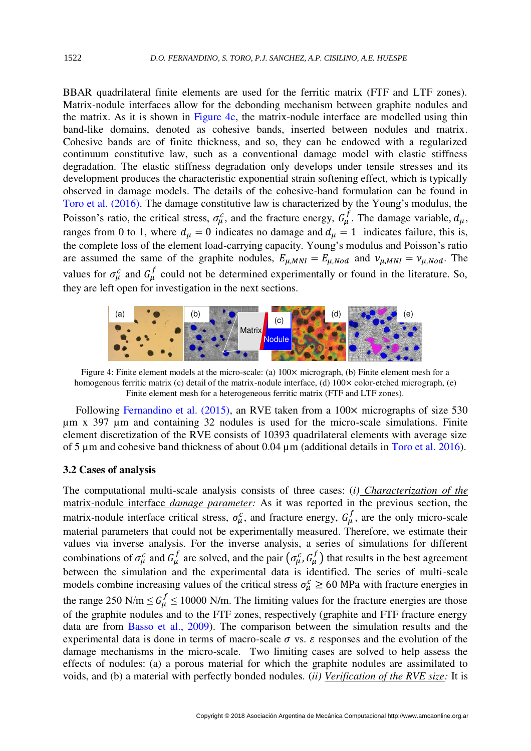BBAR quadrilateral finite elements are used for the ferritic matrix (FTF and LTF zones). Matrix-nodule interfaces allow for the debonding mechanism between graphite nodules and the matrix. As it is shown in Figure 4c, the matrix-nodule interface are modelled using thin band-like domains, denoted as cohesive bands, inserted between nodules and matrix. Cohesive bands are of finite thickness, and so, they can be endowed with a regularized continuum constitutive law, such as a conventional damage model with elastic stiffness degradation. The elastic stiffness degradation only develops under tensile stresses and its development produces the characteristic exponential strain softening effect, which is typically observed in damage models. The details of the cohesive-band formulation can be found in Toro et al. (2016). The damage constitutive law is characterized by the Young's modulus, the Poisson's ratio, the critical stress, $\sigma_\mu^c$, and the fracture energy, $G_\mu^f$. The damage variable, $d_\mu$, ranges from 0 to 1, where $d_\mu = 0$ indicates no damage and $d_\mu = 1$ indicates failure, this is, the complete loss of the element load-carrying capacity. Young's modulus and Poisson's ratio are assumed the same of the graphite nodules, $E_{\mu,MNI} = E_{\mu,Nod}$ and $\nu_{\mu,MNI} = \nu_{\mu,Nod}$. The values for $\sigma_\mu^c$ and $G_\mu^f$ could not be determined experimentally or found in the literature. So, they are left open for investigation in the next sections.

Figure 4: Finite element models at the micro-scale: (a) 100× micrograph, (b) Finite element mesh for a homogenous ferritic matrix (c) detail of the matrix-nodule interface, (d) 100× color-etched micrograph, (e) Finite element mesh for a heterogeneous ferritic matrix (FTF and LTF zones).

Following Fernandino et al. (2015), an RVE taken from a 100× micrographs of size 530 µm x 397 µm and containing 32 nodules is used for the micro-scale simulations. Finite element discretization of the RVE consists of 10393 quadrilateral elements with average size of 5 µm and cohesive band thickness of about 0.04 µm (additional details in Toro et al. 2016).

### 3.2 Cases of analysis

The computational multi-scale analysis consists of three cases: (*i*) Characterization of the matrix-nodule interface *damage parameter*: As it was reported in the previous section, the matrix-nodule interface critical stress, $\sigma_\mu^c$, and fracture energy, $G_\mu^f$, are the only micro-scale material parameters that could not be experimentally measured. Therefore, we estimate their values via inverse analysis. For the inverse analysis, a series of simulations for different combinations of $\sigma_\mu^c$ and $G_\mu^f$ are solved, and the pair $(\sigma_\mu^c, G_\mu^f)$ that results in the best agreement between the simulation and the experimental data is identified. The series of multi-scale models combine increasing values of the critical stress $\sigma_\mu^c \geq 60$ MPa with fracture energies in the range 250 N/m $\leq G_\mu^f \leq$ 10000 N/m. The limiting values for the fracture energies are those of the graphite nodules and to the FTF zones, respectively (graphite and FTF fracture energy data are from Basso et al., 2009). The comparison between the simulation results and the experimental data is done in terms of macro-scale $\sigma$ vs. $\varepsilon$ responses and the evolution of the damage mechanisms in the micro-scale. Two limiting cases are solved to help assess the effects of nodules: (a) a porous material for which the graphite nodules are assimilated to voids, and (b) a material with perfectly bonded nodules. (*ii*) Verification of the RVE size: It is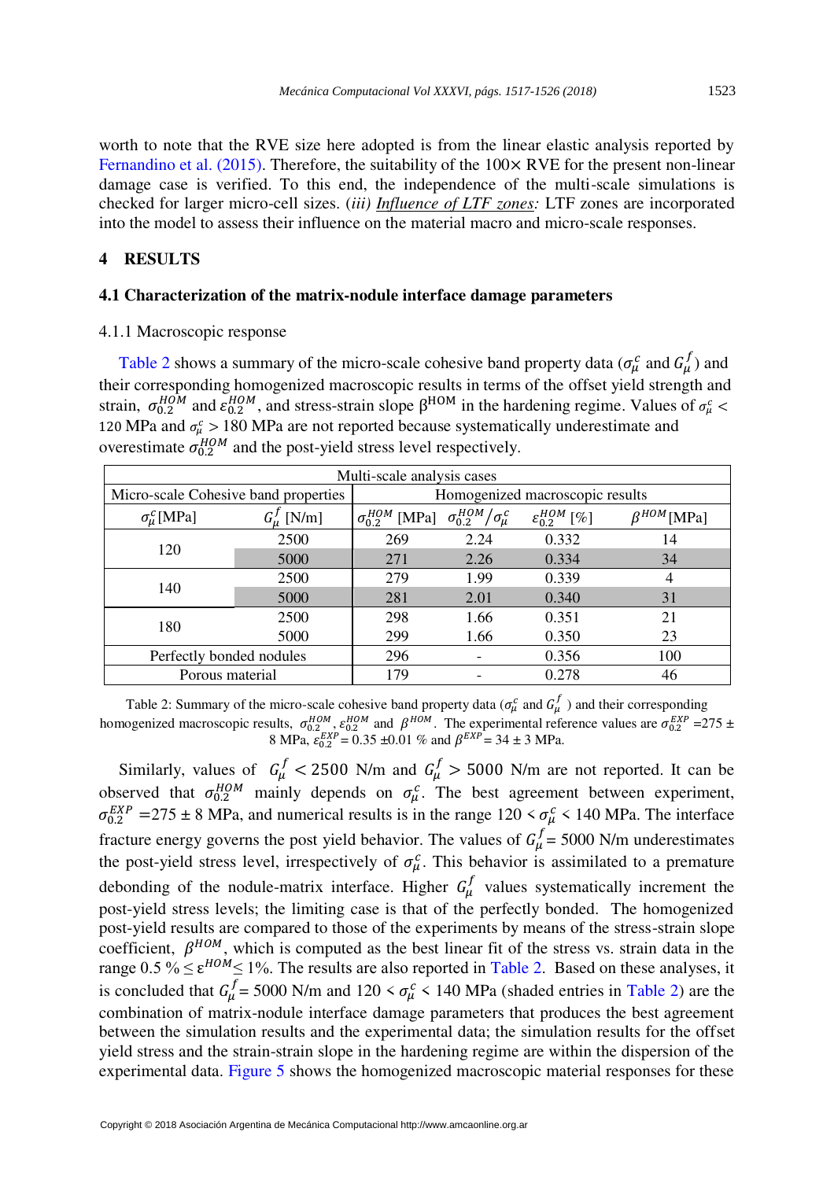worth to note that the RVE size here adopted is from the linear elastic analysis reported by Fernandino et al. (2015). Therefore, the suitability of the 100× RVE for the present non-linear damage case is verified. To this end, the independence of the multi-scale simulations is checked for larger micro-cell sizes. (*iii*) *Influence of LTF zones:* LTF zones are incorporated into the model to assess their influence on the material macro and micro-scale responses.

# 4 RESULTS

## 4.1 Characterization of the matrix-nodule interface damage parameters

### 4.1.1 Macroscopic response

Table 2 shows a summary of the micro-scale cohesive band property data ($\sigma_{\mu}^{c}$ and $G_{\mu}^{f}$) and their corresponding homogenized macroscopic results in terms of the offset yield strength and strain, $\sigma_{0.2}^{HOM}$ and $\varepsilon_{0.2}^{HOM}$, and stress-strain slope $\beta^{HOM}$ in the hardening regime. Values of $\sigma_{\mu}^{c} <$ 120 MPa and $\sigma_{\mu}^{c} >$ 180 MPa are not reported because systematically underestimate and overestimate $\sigma_{0.2}^{HOM}$ and the post-yield stress level respectively.

| Multi-scale analysis cases | | | | | |
|---|---|---|---|---|---|
| Micro-scale Cohesive band properties | | Homogenized macroscopic results | | | |
| $\sigma_{\mu}^{c}$[MPa] | $G_{\mu}^{f}$ [N/m] | $\sigma_{0.2}^{HOM}$ [MPa] | $\sigma_{0.2}^{HOM}/\sigma_{\mu}^{c}$ | $\varepsilon_{0.2}^{HOM}$ [%] | $\beta^{HOM}$[MPa] |
| 120 | 2500 | 269 | 2.24 | 0.332 | 14 |
| | 5000 | 271 | 2.26 | 0.334 | 34 |
| 140 | 2500 | 279 | 1.99 | 0.339 | 4 |
| | 5000 | 281 | 2.01 | 0.340 | 31 |
| 180 | 2500 | 298 | 1.66 | 0.351 | 21 |
| | 5000 | 299 | 1.66 | 0.350 | 23 |
| Perfectly bonded nodules | | 296 | - | 0.356 | 100 |
| Porous material | | 179 | - | 0.278 | 46 |

Table 2: Summary of the micro-scale cohesive band property data ($\sigma_{\mu}^{c}$ and $G_{\mu}^{f}$ ) and their corresponding homogenized macroscopic results, $\sigma_{0.2}^{HOM}$, $\varepsilon_{0.2}^{HOM}$ and $\beta^{HOM}$. The experimental reference values are $\sigma_{0.2}^{EXP}$ =275 ± 8 MPa, $\varepsilon_{0.2}^{EXP}$ = 0.35 ±0.01 % and $\beta^{EXP}$ = 34 ± 3 MPa.

Similarly, values of $G_{\mu}^{f} < 2500$ N/m and $G_{\mu}^{f} > 5000$ N/m are not reported. It can be observed that $\sigma_{0.2}^{HOM}$ mainly depends on $\sigma_{\mu}^{c}$. The best agreement between experiment, $\sigma_{0.2}^{EXP}$ =275 ± 8 MPa, and numerical results is in the range 120 < $\sigma_{\mu}^{c}$ < 140 MPa. The interface fracture energy governs the post yield behavior. The values of $G_{\mu}^{f}$ = 5000 N/m underestimates the post-yield stress level, irrespectively of $\sigma_{\mu}^{c}$. This behavior is assimilated to a premature debonding of the nodule-matrix interface. Higher $G_{\mu}^{f}$ values systematically increment the post-yield stress levels; the limiting case is that of the perfectly bonded. The homogenized post-yield results are compared to those of the experiments by means of the stress-strain slope coefficient, $\beta^{HOM}$, which is computed as the best linear fit of the stress vs. strain data in the range 0.5 % ≤ $\varepsilon^{HOM}$≤ 1%. The results are also reported in Table 2. Based on these analyses, it is concluded that $G_{\mu}^{f}$ = 5000 N/m and 120 < $\sigma_{\mu}^{c}$ < 140 MPa (shaded entries in Table 2) are the combination of matrix-nodule interface damage parameters that produces the best agreement between the simulation results and the experimental data; the simulation results for the offset yield stress and the strain-strain slope in the hardening regime are within the dispersion of the experimental data. Figure 5 shows the homogenized macroscopic material responses for these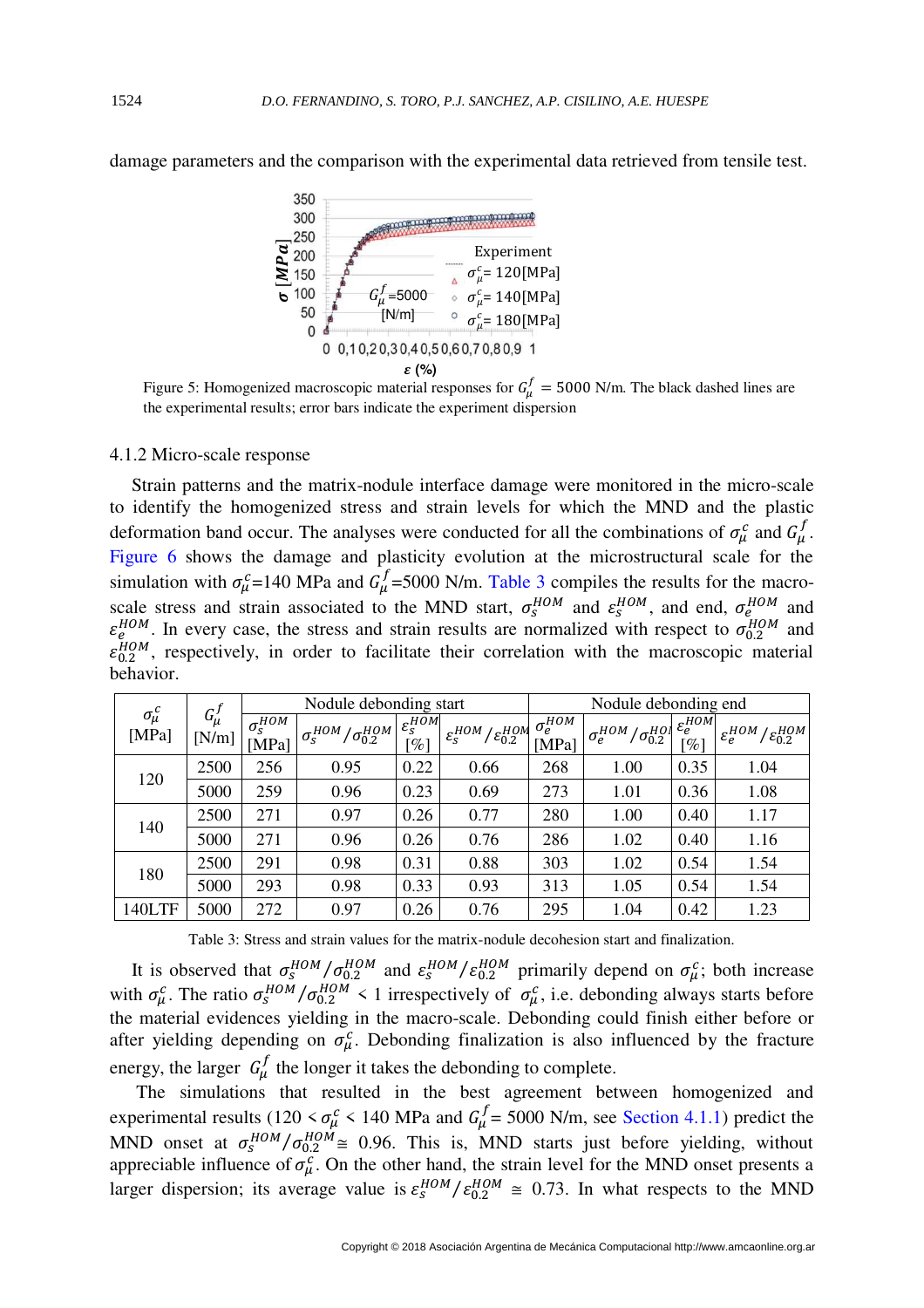damage parameters and the comparison with the experimental data retrieved from tensile test.

Figure 5: Homogenized macroscopic material responses for $G_\mu^f = 5000$ N/m. The black dashed lines are the experimental results; error bars indicate the experiment dispersion

### 4.1.2 Micro-scale response

Strain patterns and the matrix-nodule interface damage were monitored in the micro-scale to identify the homogenized stress and strain levels for which the MND and the plastic deformation band occur. The analyses were conducted for all the combinations of $\sigma_\mu^c$ and $G_\mu^f$. Figure 6 shows the damage and plasticity evolution at the microstructural scale for the simulation with $\sigma_\mu^c$=140 MPa and $G_\mu^f$=5000 N/m. Table 3 compiles the results for the macro-scale stress and strain associated to the MND start, $\sigma_s^{HOM}$ and $\varepsilon_s^{HOM}$, and end, $\sigma_e^{HOM}$ and $\varepsilon_e^{HOM}$. In every case, the stress and strain results are normalized with respect to $\sigma_{0.2}^{HOM}$ and $\varepsilon_{0.2}^{HOM}$, respectively, in order to facilitate their correlation with the macroscopic material behavior.

| $\sigma_\mu^c$ [MPa] | $G_\mu^f$ [N/m] | Nodule debonding start | | | | Nodule debonding end | | | |
|---|---|---|---|---|---|---|---|---|---|
| | | $\sigma_s^{HOM}$ [MPa] | $\sigma_s^{HOM}/\sigma_{0.2}^{HOM}$ | $\varepsilon_s^{HOM}$ [%] | $\varepsilon_s^{HOM}/\varepsilon_{0.2}^{HOM}$ | $\sigma_e^{HOM}$ [MPa] | $\sigma_e^{HOM}/\sigma_{0.2}^{HOM}$ | $\varepsilon_e^{HOM}$ [%] | $\varepsilon_e^{HOM}/\varepsilon_{0.2}^{HOM}$ |
| 120 | 2500 | 256 | 0.95 | 0.22 | 0.66 | 268 | 1.00 | 0.35 | 1.04 |
| | 5000 | 259 | 0.96 | 0.23 | 0.69 | 273 | 1.01 | 0.36 | 1.08 |
| 140 | 2500 | 271 | 0.97 | 0.26 | 0.77 | 280 | 1.00 | 0.40 | 1.17 |
| | 5000 | 271 | 0.96 | 0.26 | 0.76 | 286 | 1.02 | 0.40 | 1.16 |
| 180 | 2500 | 291 | 0.98 | 0.31 | 0.88 | 303 | 1.02 | 0.54 | 1.54 |
| | 5000 | 293 | 0.98 | 0.33 | 0.93 | 313 | 1.05 | 0.54 | 1.54 |
| 140LTF | 5000 | 272 | 0.97 | 0.26 | 0.76 | 295 | 1.04 | 0.42 | 1.23 |

Table 3: Stress and strain values for the matrix-nodule decohesion start and finalization.

It is observed that $\sigma_s^{HOM}/\sigma_{0.2}^{HOM}$ and $\varepsilon_s^{HOM}/\varepsilon_{0.2}^{HOM}$ primarily depend on $\sigma_\mu^c$; both increase with $\sigma_\mu^c$. The ratio $\sigma_s^{HOM}/\sigma_{0.2}^{HOM} < 1$ irrespectively of $\sigma_\mu^c$, i.e. debonding always starts before the material evidences yielding in the macro-scale. Debonding could finish either before or after yielding depending on $\sigma_\mu^c$. Debonding finalization is also influenced by the fracture energy, the larger $G_\mu^f$ the longer it takes the debonding to complete.

The simulations that resulted in the best agreement between homogenized and experimental results ($120 < \sigma_\mu^c < 140$ MPa and $G_\mu^f = 5000$ N/m, see Section 4.1.1) predict the MND onset at $\sigma_s^{HOM}/\sigma_{0.2}^{HOM} \cong 0.96$. This is, MND starts just before yielding, without appreciable influence of $\sigma_\mu^c$. On the other hand, the strain level for the MND onset presents a larger dispersion; its average value is $\varepsilon_s^{HOM}/\varepsilon_{0.2}^{HOM} \cong 0.73$. In what respects to the MND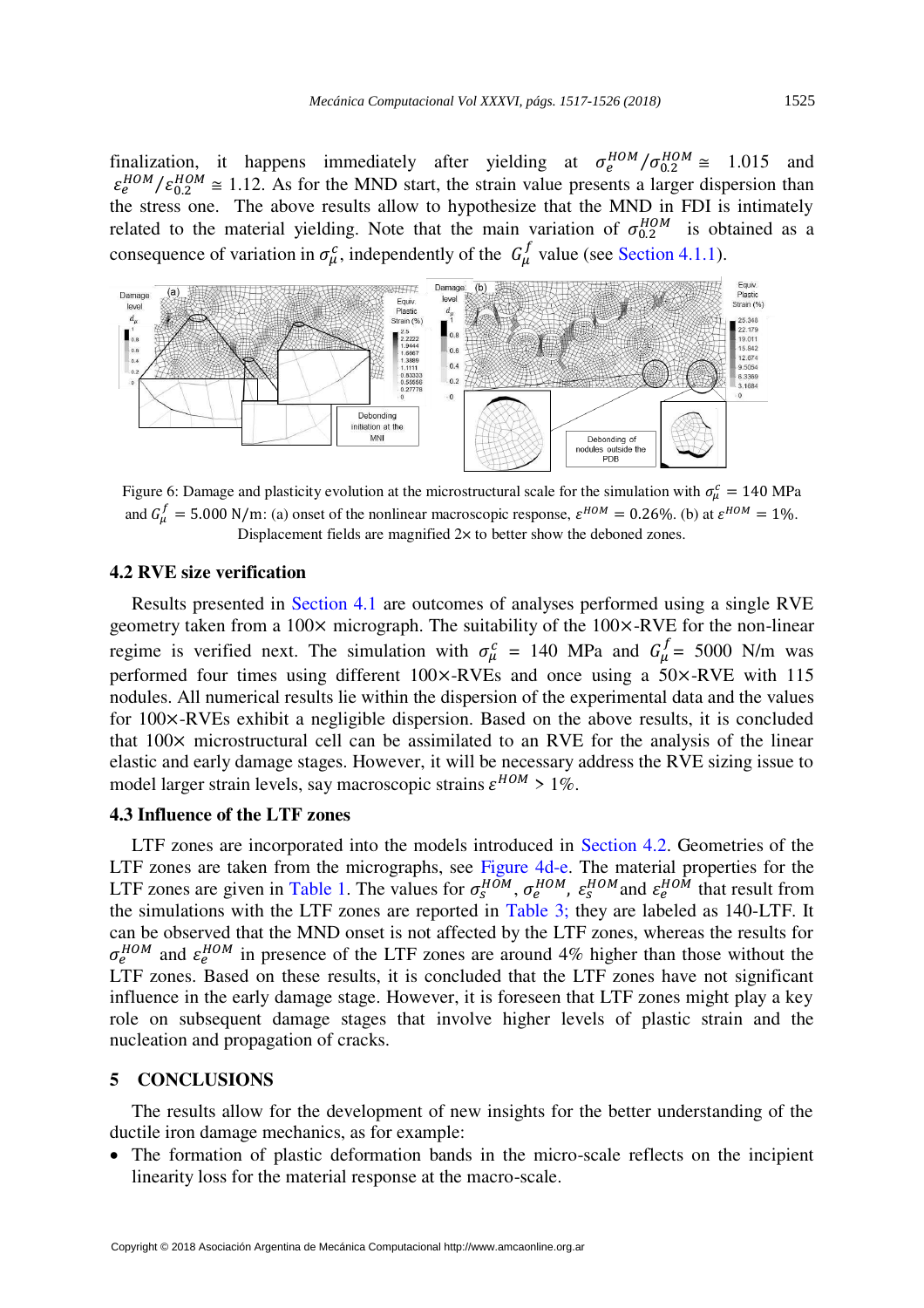finalization, it happens immediately after yielding at $\sigma_e^{HOM}/\sigma_{0.2}^{HOM} \cong$ 1.015 and $\varepsilon_e^{HOM}/\varepsilon_{0.2}^{HOM} \cong 1.12$. As for the MND start, the strain value presents a larger dispersion than the stress one. The above results allow to hypothesize that the MND in FDI is intimately related to the material yielding. Note that the main variation of $\sigma_{0.2}^{HOM}$ is obtained as a consequence of variation in $\sigma_\mu^c$, independently of the $G_\mu^f$ value (see Section 4.1.1).

Figure 6: Damage and plasticity evolution at the microstructural scale for the simulation with $\sigma_\mu^c = 140$ MPa and $G_\mu^f = 5.000$ N/m: (a) onset of the nonlinear macroscopic response, $\varepsilon^{HOM} = 0.26\%$. (b) at $\varepsilon^{HOM} = 1\%$. Displacement fields are magnified 2× to better show the deboned zones.

### 4.2 RVE size verification

Results presented in Section 4.1 are outcomes of analyses performed using a single RVE geometry taken from a 100× micrograph. The suitability of the 100×-RVE for the non-linear regime is verified next. The simulation with $\sigma_\mu^c = 140$ MPa and $G_\mu^f = 5000$ N/m was performed four times using different 100×-RVEs and once using a 50×-RVE with 115 nodules. All numerical results lie within the dispersion of the experimental data and the values for 100×-RVEs exhibit a negligible dispersion. Based on the above results, it is concluded that 100× microstructural cell can be assimilated to an RVE for the analysis of the linear elastic and early damage stages. However, it will be necessary address the RVE sizing issue to model larger strain levels, say macroscopic strains $\varepsilon^{HOM} > 1\%$.

### 4.3 Influence of the LTF zones

LTF zones are incorporated into the models introduced in Section 4.2. Geometries of the LTF zones are taken from the micrographs, see Figure 4d-e. The material properties for the LTF zones are given in Table 1. The values for $\sigma_s^{HOM}$, $\sigma_e^{HOM}$, $\varepsilon_s^{HOM}$ and $\varepsilon_e^{HOM}$ that result from the simulations with the LTF zones are reported in Table 3; they are labeled as 140-LTF. It can be observed that the MND onset is not affected by the LTF zones, whereas the results for $\sigma_e^{HOM}$ and $\varepsilon_e^{HOM}$ in presence of the LTF zones are around 4% higher than those without the LTF zones. Based on these results, it is concluded that the LTF zones have not significant influence in the early damage stage. However, it is foreseen that LTF zones might play a key role on subsequent damage stages that involve higher levels of plastic strain and the nucleation and propagation of cracks.

## 5 CONCLUSIONS

The results allow for the development of new insights for the better understanding of the ductile iron damage mechanics, as for example:

- The formation of plastic deformation bands in the micro-scale reflects on the incipient linearity loss for the material response at the macro-scale.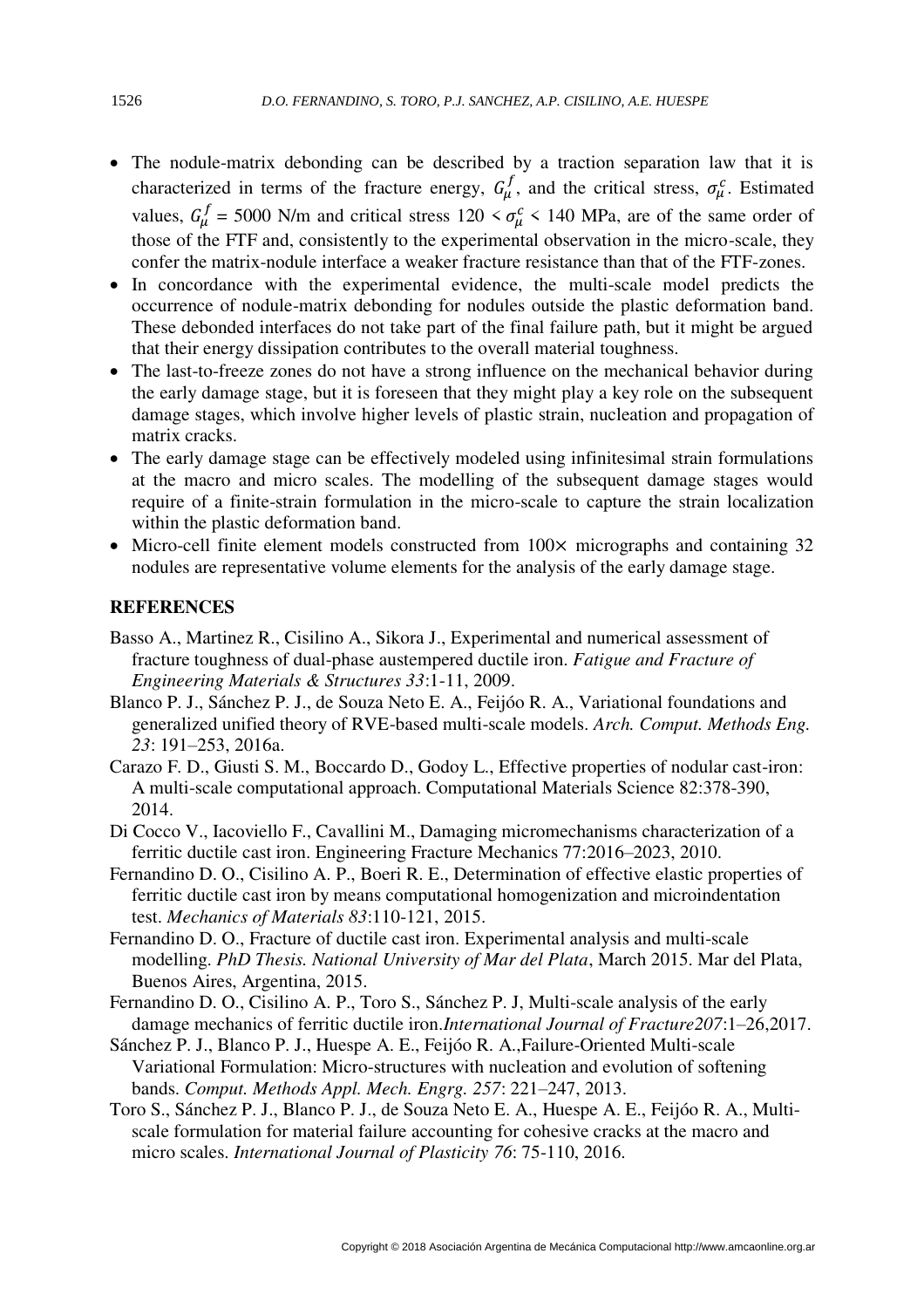- The nodule-matrix debonding can be described by a traction separation law that it is characterized in terms of the fracture energy, $G_{\mu}^{f}$, and the critical stress, $\sigma_{\mu}^{c}$. Estimated values, $G_{\mu}^{f}$ = 5000 N/m and critical stress $120 < \sigma_{\mu}^{c} < 140$ MPa, are of the same order of those of the FTF and, consistently to the experimental observation in the micro-scale, they confer the matrix-nodule interface a weaker fracture resistance than that of the FTF-zones.
- In concordance with the experimental evidence, the multi-scale model predicts the occurrence of nodule-matrix debonding for nodules outside the plastic deformation band. These debonded interfaces do not take part of the final failure path, but it might be argued that their energy dissipation contributes to the overall material toughness.
- The last-to-freeze zones do not have a strong influence on the mechanical behavior during the early damage stage, but it is foreseen that they might play a key role on the subsequent damage stages, which involve higher levels of plastic strain, nucleation and propagation of matrix cracks.
- The early damage stage can be effectively modeled using infinitesimal strain formulations at the macro and micro scales. The modelling of the subsequent damage stages would require of a finite-strain formulation in the micro-scale to capture the strain localization within the plastic deformation band.
- Micro-cell finite element models constructed from 100× micrographs and containing 32 nodules are representative volume elements for the analysis of the early damage stage.

## REFERENCES

Basso A., Martinez R., Cisilino A., Sikora J., Experimental and numerical assessment of fracture toughness of dual-phase austempered ductile iron. *Fatigue and Fracture of Engineering Materials & Structures 33*:1-11, 2009.

Blanco P. J., Sánchez P. J., de Souza Neto E. A., Feijóo R. A., Variational foundations and generalized unified theory of RVE-based multi-scale models. *Arch. Comput. Methods Eng. 23*: 191–253, 2016a.

Carazo F. D., Giusti S. M., Boccardo D., Godoy L., Effective properties of nodular cast-iron: A multi-scale computational approach. Computational Materials Science 82:378-390, 2014.

Di Cocco V., Iacoviello F., Cavallini M., Damaging micromechanisms characterization of a ferritic ductile cast iron. Engineering Fracture Mechanics 77:2016–2023, 2010.

Fernandino D. O., Cisilino A. P., Boeri R. E., Determination of effective elastic properties of ferritic ductile cast iron by means computational homogenization and microindentation test. *Mechanics of Materials 83*:110-121, 2015.

Fernandino D. O., Fracture of ductile cast iron. Experimental analysis and multi-scale modelling. *PhD Thesis. National University of Mar del Plata*, March 2015. Mar del Plata, Buenos Aires, Argentina, 2015.

Fernandino D. O., Cisilino A. P., Toro S., Sánchez P. J, Multi-scale analysis of the early damage mechanics of ferritic ductile iron.*International Journal of Fracture207*:1–26,2017.

Sánchez P. J., Blanco P. J., Huespe A. E., Feijóo R. A.,Failure-Oriented Multi-scale Variational Formulation: Micro-structures with nucleation and evolution of softening bands. *Comput. Methods Appl. Mech. Engrg. 257*: 221–247, 2013.

Toro S., Sánchez P. J., Blanco P. J., de Souza Neto E. A., Huespe A. E., Feijóo R. A., Multi-scale formulation for material failure accounting for cohesive cracks at the macro and micro scales. *International Journal of Plasticity 76*: 75-110, 2016.